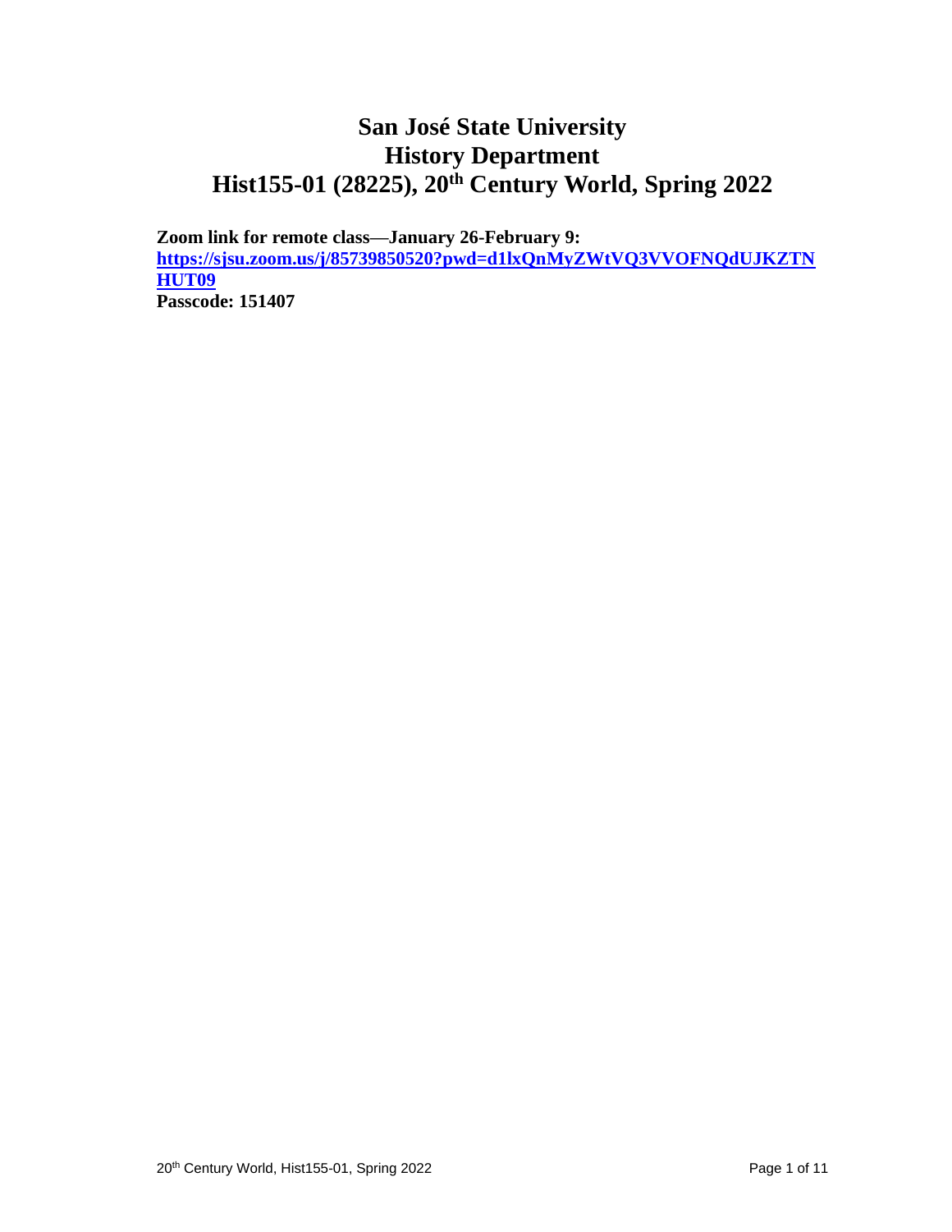# San José State University
# History Department
# Hist155-01 (28225), 20th Century World, Spring 2022

**Zoom link for remote class—January 26-February 9:**
**[https://sjsu.zoom.us/j/85739850520?pwd=d1lxQnMyZWtVQ3VVOFNQdUJKZTNHUT09](https://sjsu.zoom.us/j/85739850520?pwd=d1lxQnMyZWtVQ3VVOFNQdUJKZTNHUT09)**
**Passcode: 151407**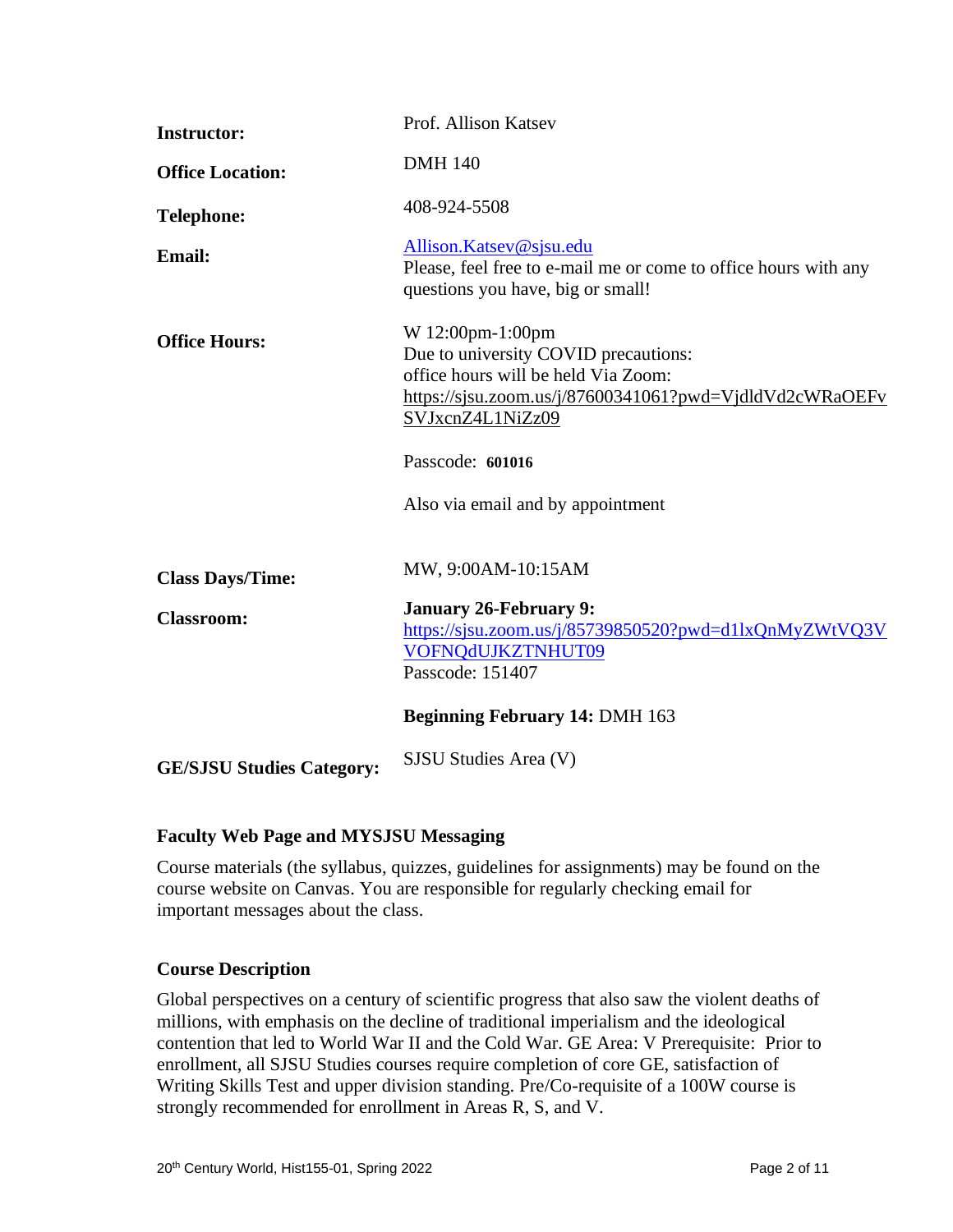| | |
|---|---|
| **Instructor:** | Prof. Allison Katsev |
| **Office Location:** | DMH 140 |
| **Telephone:** | 408-924-5508 |
| **Email:** | Allison.Katsev@sjsu.edu<br>Please, feel free to e-mail me or come to office hours with any questions you have, big or small! |
| **Office Hours:** | W 12:00pm-1:00pm<br>Due to university COVID precautions:<br>office hours will be held Via Zoom:<br>https://sjsu.zoom.us/j/87600341061?pwd=VjdldVd2cWRaOEFvSVJxcnZ4L1NiZz09<br><br>Passcode: **601016**<br><br>Also via email and by appointment |
| **Class Days/Time:** | MW, 9:00AM-10:15AM |
| **Classroom:** | **January 26-February 9:**<br>https://sjsu.zoom.us/j/85739850520?pwd=d1lxQnMyZWtVQ3VVOFNQdUJKZTNHUT09<br>Passcode: 151407<br><br>**Beginning February 14:** DMH 163 |
| **GE/SJSU Studies Category:** | SJSU Studies Area (V) |

### Faculty Web Page and MYSJSU Messaging

Course materials (the syllabus, quizzes, guidelines for assignments) may be found on the course website on Canvas. You are responsible for regularly checking email for important messages about the class.

### Course Description

Global perspectives on a century of scientific progress that also saw the violent deaths of millions, with emphasis on the decline of traditional imperialism and the ideological contention that led to World War II and the Cold War. GE Area: V Prerequisite: Prior to enrollment, all SJSU Studies courses require completion of core GE, satisfaction of Writing Skills Test and upper division standing. Pre/Co-requisite of a 100W course is strongly recommended for enrollment in Areas R, S, and V.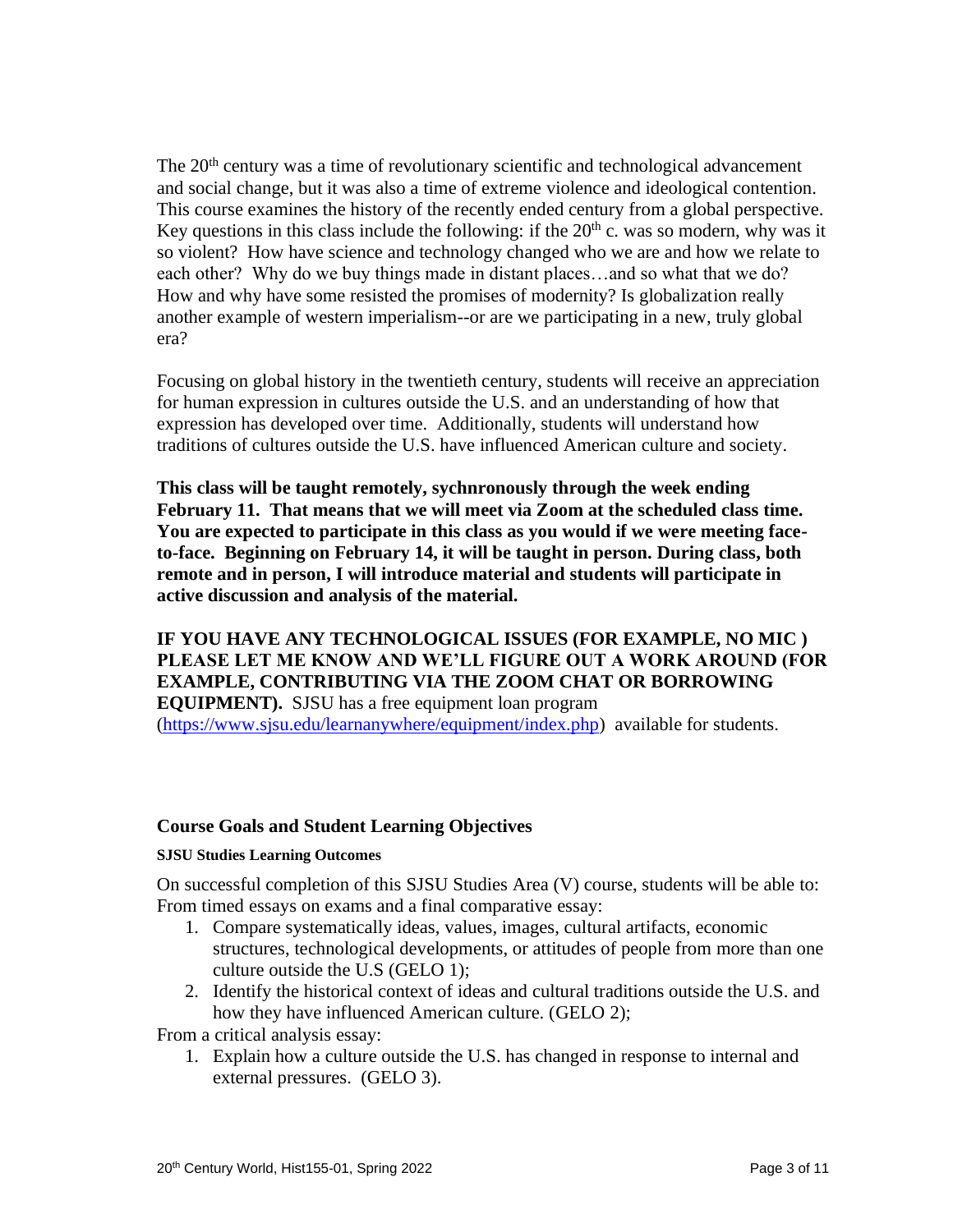The 20th century was a time of revolutionary scientific and technological advancement and social change, but it was also a time of extreme violence and ideological contention. This course examines the history of the recently ended century from a global perspective. Key questions in this class include the following: if the 20th c. was so modern, why was it so violent? How have science and technology changed who we are and how we relate to each other? Why do we buy things made in distant places…and so what that we do? How and why have some resisted the promises of modernity? Is globalization really another example of western imperialism--or are we participating in a new, truly global era?

Focusing on global history in the twentieth century, students will receive an appreciation for human expression in cultures outside the U.S. and an understanding of how that expression has developed over time. Additionally, students will understand how traditions of cultures outside the U.S. have influenced American culture and society.

**This class will be taught remotely, sychnronously through the week ending February 11. That means that we will meet via Zoom at the scheduled class time. You are expected to participate in this class as you would if we were meeting face-to-face. Beginning on February 14, it will be taught in person. During class, both remote and in person, I will introduce material and students will participate in active discussion and analysis of the material.**

**IF YOU HAVE ANY TECHNOLOGICAL ISSUES (FOR EXAMPLE, NO MIC ) PLEASE LET ME KNOW AND WE'LL FIGURE OUT A WORK AROUND (FOR EXAMPLE, CONTRIBUTING VIA THE ZOOM CHAT OR BORROWING EQUIPMENT).** SJSU has a free equipment loan program (https://www.sjsu.edu/learnanywhere/equipment/index.php) available for students.

## Course Goals and Student Learning Objectives

#### SJSU Studies Learning Outcomes

On successful completion of this SJSU Studies Area (V) course, students will be able to:
From timed essays on exams and a final comparative essay:

1. Compare systematically ideas, values, images, cultural artifacts, economic structures, technological developments, or attitudes of people from more than one culture outside the U.S (GELO 1);
2. Identify the historical context of ideas and cultural traditions outside the U.S. and how they have influenced American culture. (GELO 2);

From a critical analysis essay:

1. Explain how a culture outside the U.S. has changed in response to internal and external pressures. (GELO 3).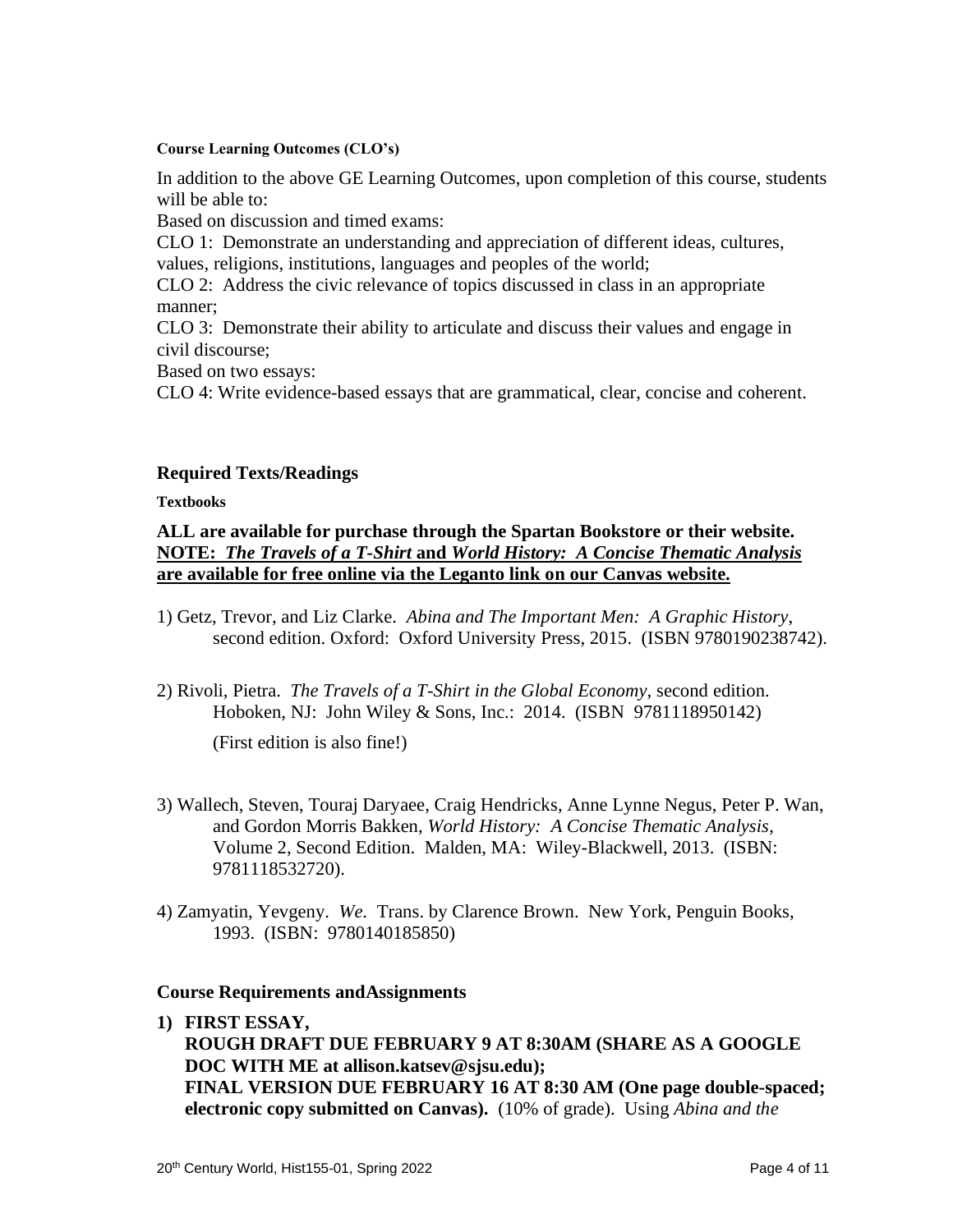#### Course Learning Outcomes (CLO's)

In addition to the above GE Learning Outcomes, upon completion of this course, students will be able to:

Based on discussion and timed exams:

CLO 1: Demonstrate an understanding and appreciation of different ideas, cultures, values, religions, institutions, languages and peoples of the world;

CLO 2: Address the civic relevance of topics discussed in class in an appropriate manner;

CLO 3: Demonstrate their ability to articulate and discuss their values and engage in civil discourse;

Based on two essays:

CLO 4: Write evidence-based essays that are grammatical, clear, concise and coherent.

### Required Texts/Readings

#### Textbooks

**ALL are available for purchase through the Spartan Bookstore or their website.**
**NOTE: *The Travels of a T-Shirt* and *World History: A Concise Thematic Analysis* are available for free online via the Leganto link on our Canvas website.**

1) Getz, Trevor, and Liz Clarke. *Abina and The Important Men: A Graphic History*, second edition. Oxford: Oxford University Press, 2015. (ISBN 9780190238742).

2) Rivoli, Pietra. *The Travels of a T-Shirt in the Global Economy*, second edition. Hoboken, NJ: John Wiley & Sons, Inc.: 2014. (ISBN 9781118950142)

   (First edition is also fine!)

3) Wallech, Steven, Touraj Daryaee, Craig Hendricks, Anne Lynne Negus, Peter P. Wan, and Gordon Morris Bakken, *World History: A Concise Thematic Analysis*, Volume 2, Second Edition. Malden, MA: Wiley-Blackwell, 2013. (ISBN: 9781118532720).

4) Zamyatin, Yevgeny. *We.* Trans. by Clarence Brown. New York, Penguin Books, 1993. (ISBN: 9780140185850)

### Course Requirements andAssignments

1) **FIRST ESSAY, ROUGH DRAFT DUE FEBRUARY 9 AT 8:30AM (SHARE AS A GOOGLE DOC WITH ME at allison.katsev@sjsu.edu); FINAL VERSION DUE FEBRUARY 16 AT 8:30 AM (One page double-spaced; electronic copy submitted on Canvas).** (10% of grade). Using *Abina and the*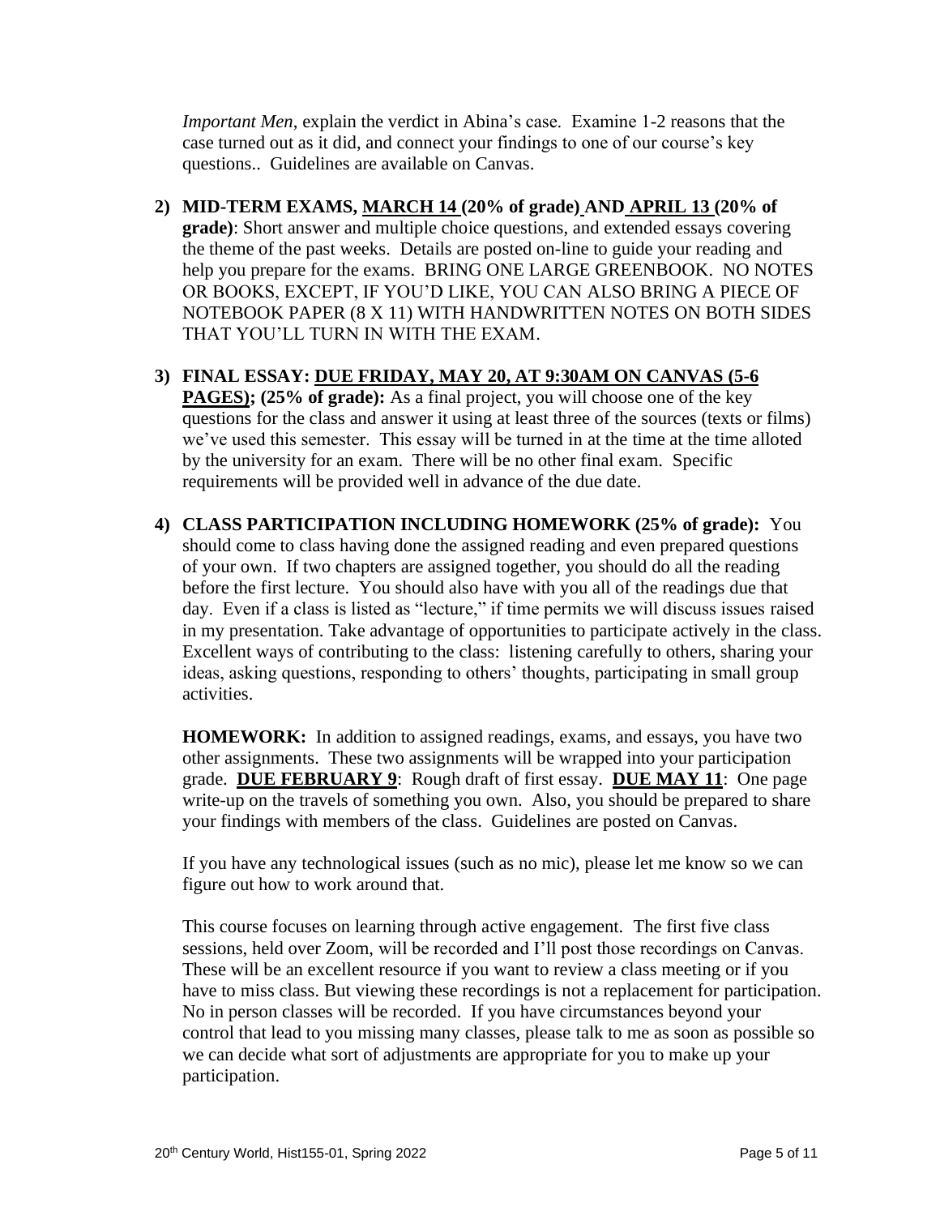*Important Men*, explain the verdict in Abina's case. Examine 1-2 reasons that the case turned out as it did, and connect your findings to one of our course's key questions.. Guidelines are available on Canvas.

2) **MID-TERM EXAMS, MARCH 14 (20% of grade) AND APRIL 13 (20% of grade)**: Short answer and multiple choice questions, and extended essays covering the theme of the past weeks. Details are posted on-line to guide your reading and help you prepare for the exams. BRING ONE LARGE GREENBOOK. NO NOTES OR BOOKS, EXCEPT, IF YOU'D LIKE, YOU CAN ALSO BRING A PIECE OF NOTEBOOK PAPER (8 X 11) WITH HANDWRITTEN NOTES ON BOTH SIDES THAT YOU'LL TURN IN WITH THE EXAM.

3) **FINAL ESSAY: DUE FRIDAY, MAY 20, AT 9:30AM ON CANVAS (5-6 PAGES); (25% of grade):** As a final project, you will choose one of the key questions for the class and answer it using at least three of the sources (texts or films) we've used this semester. This essay will be turned in at the time at the time alloted by the university for an exam. There will be no other final exam. Specific requirements will be provided well in advance of the due date.

4) **CLASS PARTICIPATION INCLUDING HOMEWORK (25% of grade):** You should come to class having done the assigned reading and even prepared questions of your own. If two chapters are assigned together, you should do all the reading before the first lecture. You should also have with you all of the readings due that day. Even if a class is listed as "lecture," if time permits we will discuss issues raised in my presentation. Take advantage of opportunities to participate actively in the class. Excellent ways of contributing to the class: listening carefully to others, sharing your ideas, asking questions, responding to others' thoughts, participating in small group activities.

   **HOMEWORK:** In addition to assigned readings, exams, and essays, you have two other assignments. These two assignments will be wrapped into your participation grade. **DUE FEBRUARY 9**: Rough draft of first essay. **DUE MAY 11**: One page write-up on the travels of something you own. Also, you should be prepared to share your findings with members of the class. Guidelines are posted on Canvas.

   If you have any technological issues (such as no mic), please let me know so we can figure out how to work around that.

   This course focuses on learning through active engagement. The first five class sessions, held over Zoom, will be recorded and I'll post those recordings on Canvas. These will be an excellent resource if you want to review a class meeting or if you have to miss class. But viewing these recordings is not a replacement for participation. No in person classes will be recorded. If you have circumstances beyond your control that lead to you missing many classes, please talk to me as soon as possible so we can decide what sort of adjustments are appropriate for you to make up your participation.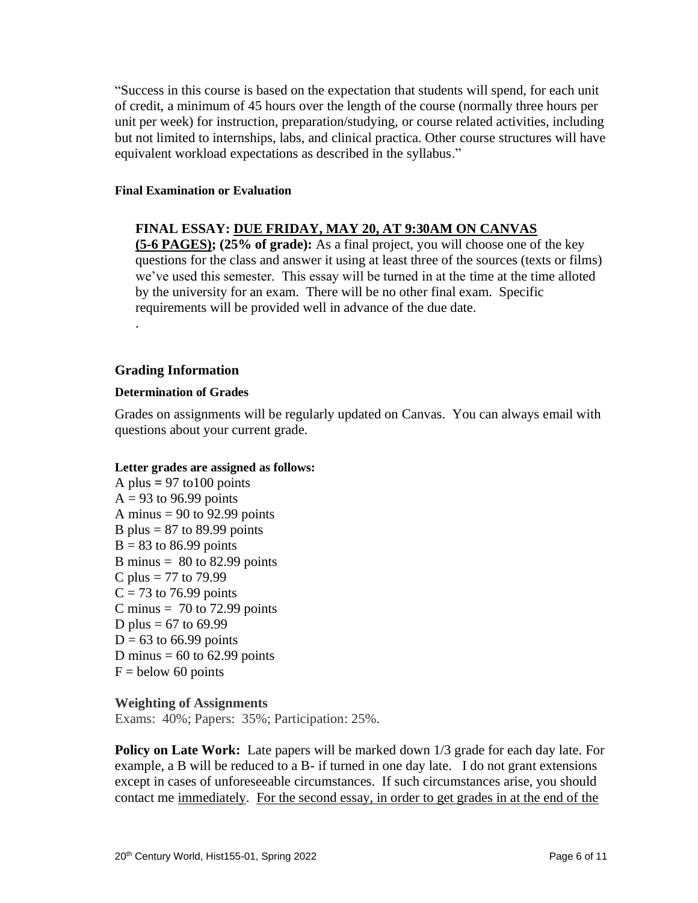"Success in this course is based on the expectation that students will spend, for each unit of credit, a minimum of 45 hours over the length of the course (normally three hours per unit per week) for instruction, preparation/studying, or course related activities, including but not limited to internships, labs, and clinical practica. Other course structures will have equivalent workload expectations as described in the syllabus."

#### Final Examination or Evaluation

**FINAL ESSAY: <u>DUE FRIDAY, MAY 20, AT 9:30AM ON CANVAS</u> <u>(5-6 PAGES)</u>; (25% of grade):** As a final project, you will choose one of the key questions for the class and answer it using at least three of the sources (texts or films) we've used this semester. This essay will be turned in at the time at the time alloted by the university for an exam. There will be no other final exam. Specific requirements will be provided well in advance of the due date.

.

### Grading Information

#### Determination of Grades

Grades on assignments will be regularly updated on Canvas. You can always email with questions about your current grade.

**Letter grades are assigned as follows:**

A plus = 97 to100 points
A = 93 to 96.99 points
A minus = 90 to 92.99 points
B plus = 87 to 89.99 points
B = 83 to 86.99 points
B minus = 80 to 82.99 points
C plus = 77 to 79.99
C = 73 to 76.99 points
C minus = 70 to 72.99 points
D plus = 67 to 69.99
D = 63 to 66.99 points
D minus = 60 to 62.99 points
F = below 60 points

**Weighting of Assignments**

Exams: 40%; Papers: 35%; Participation: 25%.

**Policy on Late Work:** Late papers will be marked down 1/3 grade for each day late. For example, a B will be reduced to a B- if turned in one day late. I do not grant extensions except in cases of unforeseeable circumstances. If such circumstances arise, you should contact me <u>immediately</u>. <u>For the second essay, in order to get grades in at the end of the</u>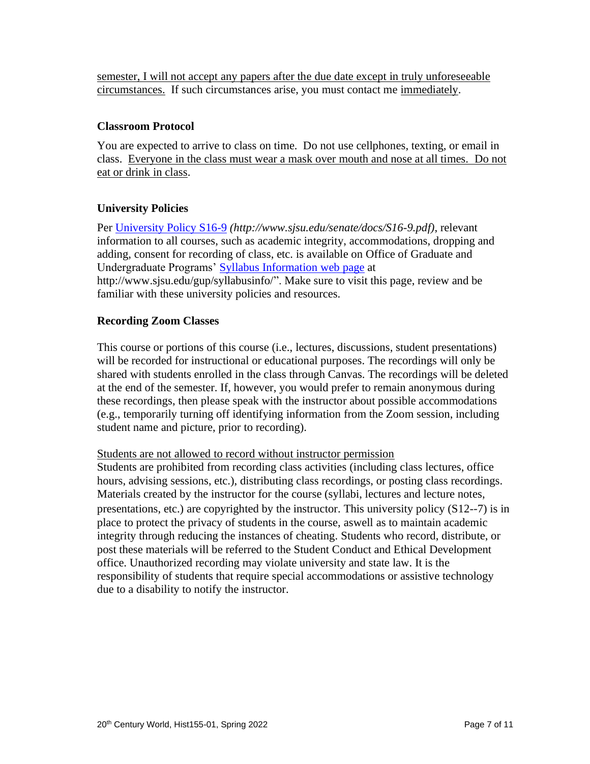semester, I will not accept any papers after the due date except in truly unforeseeable circumstances. If such circumstances arise, you must contact me immediately.

### Classroom Protocol

You are expected to arrive to class on time. Do not use cellphones, texting, or email in class. Everyone in the class must wear a mask over mouth and nose at all times. Do not eat or drink in class.

### University Policies

Per [University Policy S16-9](http://www.sjsu.edu/senate/docs/S16-9.pdf) *(http://www.sjsu.edu/senate/docs/S16-9.pdf)*, relevant information to all courses, such as academic integrity, accommodations, dropping and adding, consent for recording of class, etc. is available on Office of Graduate and Undergraduate Programs' [Syllabus Information web page](http://www.sjsu.edu/gup/syllabusinfo/) at http://www.sjsu.edu/gup/syllabusinfo/". Make sure to visit this page, review and be familiar with these university policies and resources.

### Recording Zoom Classes

This course or portions of this course (i.e., lectures, discussions, student presentations) will be recorded for instructional or educational purposes. The recordings will only be shared with students enrolled in the class through Canvas. The recordings will be deleted at the end of the semester. If, however, you would prefer to remain anonymous during these recordings, then please speak with the instructor about possible accommodations (e.g., temporarily turning off identifying information from the Zoom session, including student name and picture, prior to recording).

Students are not allowed to record without instructor permission

Students are prohibited from recording class activities (including class lectures, office hours, advising sessions, etc.), distributing class recordings, or posting class recordings. Materials created by the instructor for the course (syllabi, lectures and lecture notes, presentations, etc.) are copyrighted by the instructor. This university policy (S12--7) is in place to protect the privacy of students in the course, aswell as to maintain academic integrity through reducing the instances of cheating. Students who record, distribute, or post these materials will be referred to the Student Conduct and Ethical Development office. Unauthorized recording may violate university and state law. It is the responsibility of students that require special accommodations or assistive technology due to a disability to notify the instructor.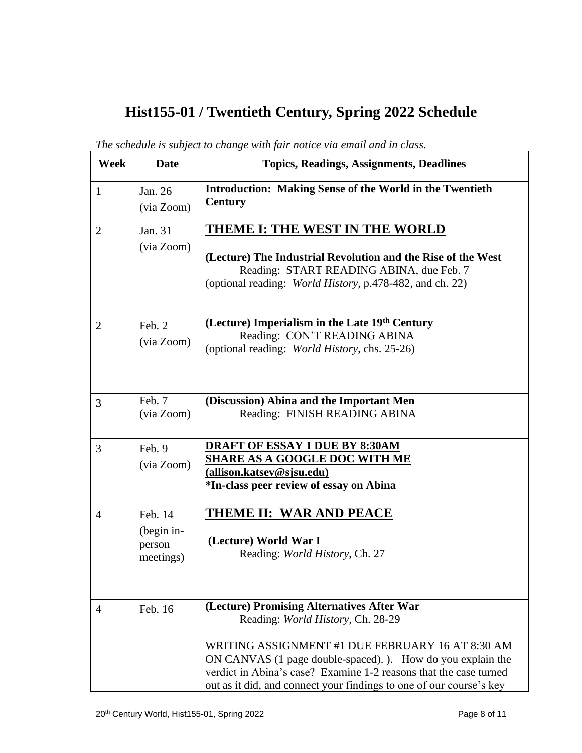# Hist155-01 / Twentieth Century, Spring 2022 Schedule

*The schedule is subject to change with fair notice via email and in class.*

| Week | Date | Topics, Readings, Assignments, Deadlines |
|---|---|---|
| 1 | Jan. 26 (via Zoom) | **Introduction: Making Sense of the World in the Twentieth Century** |
| 2 | Jan. 31 (via Zoom) | **<u>THEME I: THE WEST IN THE WORLD</u>**<br><br>**(Lecture) The Industrial Revolution and the Rise of the West**<br>Reading: START READING ABINA, due Feb. 7<br>(optional reading: *World History*, p.478-482, and ch. 22) |
| 2 | Feb. 2 (via Zoom) | **(Lecture) Imperialism in the Late 19th Century**<br>Reading: CON'T READING ABINA<br>(optional reading: *World History*, chs. 25-26) |
| 3 | Feb. 7 (via Zoom) | **(Discussion) Abina and the Important Men**<br>Reading: FINISH READING ABINA |
| 3 | Feb. 9 (via Zoom) | **<u>DRAFT OF ESSAY 1 DUE BY 8:30AM</u>**<br>**<u>SHARE AS A GOOGLE DOC WITH ME</u>**<br>**<u>(allison.katsev@sjsu.edu)</u>**<br>**\*In-class peer review of essay on Abina** |
| 4 | Feb. 14 (begin in-person meetings) | **<u>THEME II: WAR AND PEACE</u>**<br><br>**(Lecture) World War I**<br>Reading: *World History*, Ch. 27 |
| 4 | Feb. 16 | **(Lecture) Promising Alternatives After War**<br>Reading: *World History*, Ch. 28-29<br><br>WRITING ASSIGNMENT #1 DUE <u>FEBRUARY 16</u> AT 8:30 AM ON CANVAS (1 page double-spaced). ). How do you explain the verdict in Abina's case? Examine 1-2 reasons that the case turned out as it did, and connect your findings to one of our course's key |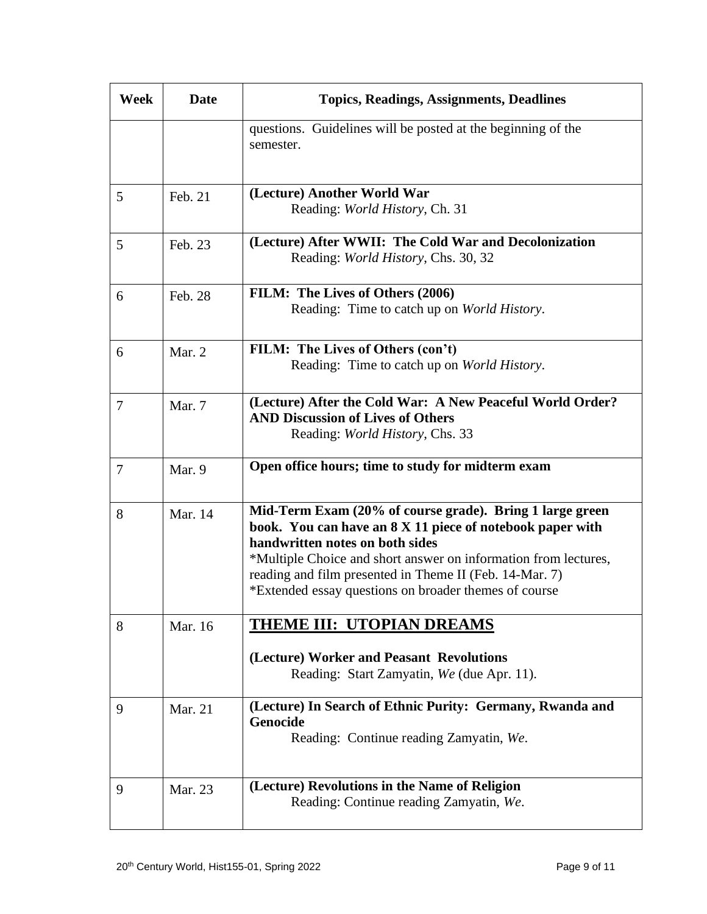| Week | Date | Topics, Readings, Assignments, Deadlines |
|---|---|---|
| | | questions. Guidelines will be posted at the beginning of the semester. |
| 5 | Feb. 21 | **(Lecture) Another World War**<br>Reading: *World History*, Ch. 31 |
| 5 | Feb. 23 | **(Lecture) After WWII: The Cold War and Decolonization**<br>Reading: *World History*, Chs. 30, 32 |
| 6 | Feb. 28 | **FILM: The Lives of Others (2006)**<br>Reading: Time to catch up on *World History*. |
| 6 | Mar. 2 | **FILM: The Lives of Others (con't)**<br>Reading: Time to catch up on *World History*. |
| 7 | Mar. 7 | **(Lecture) After the Cold War: A New Peaceful World Order? AND Discussion of Lives of Others**<br>Reading: *World History*, Chs. 33 |
| 7 | Mar. 9 | **Open office hours; time to study for midterm exam** |
| 8 | Mar. 14 | **Mid-Term Exam (20% of course grade). Bring 1 large green book. You can have an 8 X 11 piece of notebook paper with handwritten notes on both sides**<br>*Multiple Choice and short answer on information from lectures, reading and film presented in Theme II (Feb. 14-Mar. 7)<br>*Extended essay questions on broader themes of course |
| 8 | Mar. 16 | **<u>THEME III: UTOPIAN DREAMS</u>**<br><br>**(Lecture) Worker and Peasant Revolutions**<br>Reading: Start Zamyatin, *We* (due Apr. 11). |
| 9 | Mar. 21 | **(Lecture) In Search of Ethnic Purity: Germany, Rwanda and Genocide**<br>Reading: Continue reading Zamyatin, *We*. |
| 9 | Mar. 23 | **(Lecture) Revolutions in the Name of Religion**<br>Reading: Continue reading Zamyatin, *We*. |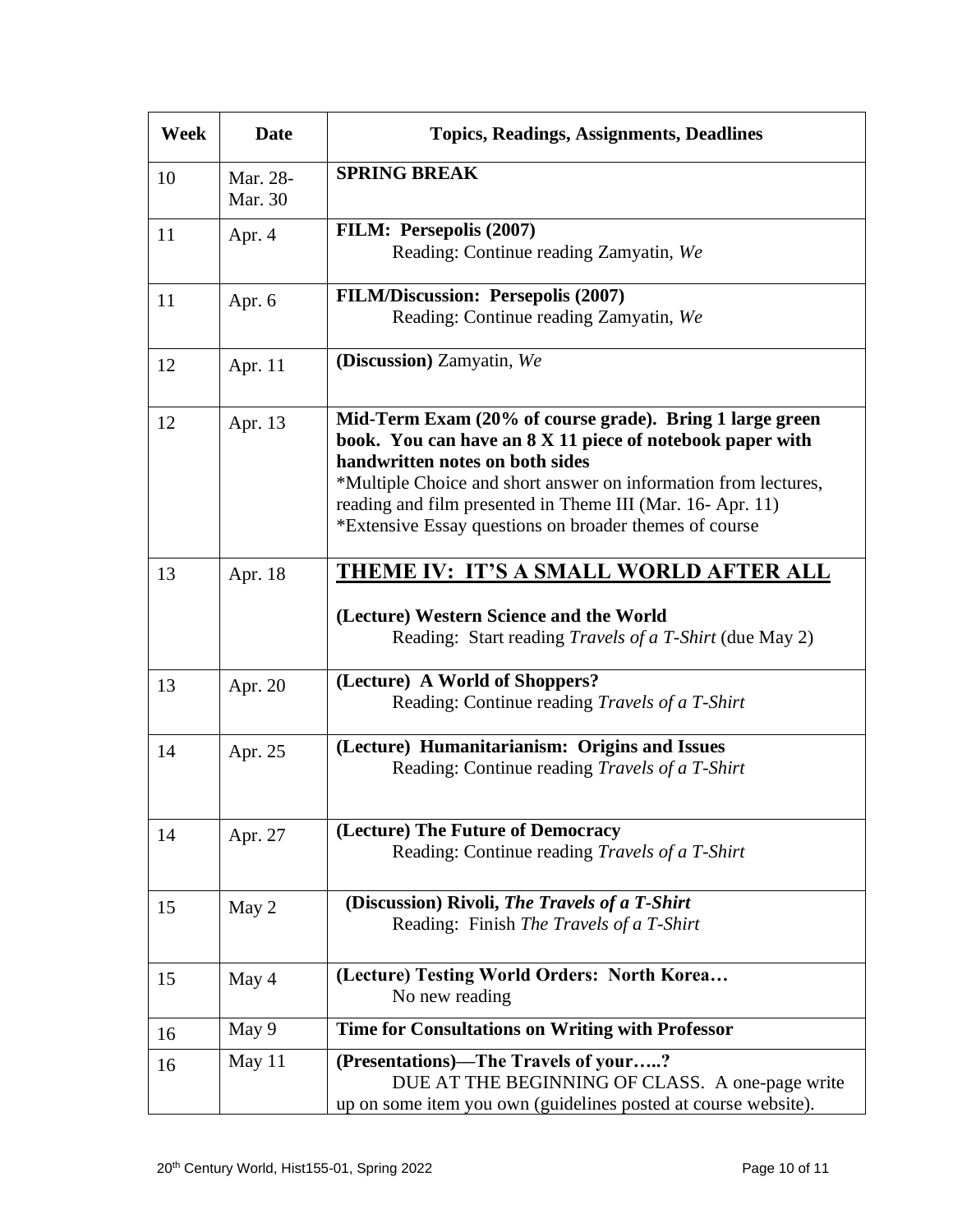| Week | Date | Topics, Readings, Assignments, Deadlines |
|---|---|---|
| 10 | Mar. 28-Mar. 30 | **SPRING BREAK** |
| 11 | Apr. 4 | **FILM: Persepolis (2007)**<br>Reading: Continue reading Zamyatin, *We* |
| 11 | Apr. 6 | **FILM/Discussion: Persepolis (2007)**<br>Reading: Continue reading Zamyatin, *We* |
| 12 | Apr. 11 | **(Discussion)** Zamyatin, *We* |
| 12 | Apr. 13 | **Mid-Term Exam (20% of course grade). Bring 1 large green book. You can have an 8 X 11 piece of notebook paper with handwritten notes on both sides**<br>*Multiple Choice and short answer on information from lectures, reading and film presented in Theme III (Mar. 16- Apr. 11)<br>*Extensive Essay questions on broader themes of course |
| 13 | Apr. 18 | **<u>THEME IV: IT'S A SMALL WORLD AFTER ALL</u>**<br><br>**(Lecture) Western Science and the World**<br>Reading: Start reading *Travels of a T-Shirt* (due May 2) |
| 13 | Apr. 20 | **(Lecture) A World of Shoppers?**<br>Reading: Continue reading *Travels of a T-Shirt* |
| 14 | Apr. 25 | **(Lecture) Humanitarianism: Origins and Issues**<br>Reading: Continue reading *Travels of a T-Shirt* |
| 14 | Apr. 27 | **(Lecture) The Future of Democracy**<br>Reading: Continue reading *Travels of a T-Shirt* |
| 15 | May 2 | **(Discussion) Rivoli, *The Travels of a T-Shirt***<br>Reading: Finish *The Travels of a T-Shirt* |
| 15 | May 4 | **(Lecture) Testing World Orders: North Korea…**<br>No new reading |
| 16 | May 9 | **Time for Consultations on Writing with Professor** |
| 16 | May 11 | **(Presentations)—The Travels of your…..?**<br>DUE AT THE BEGINNING OF CLASS. A one-page write up on some item you own (guidelines posted at course website). |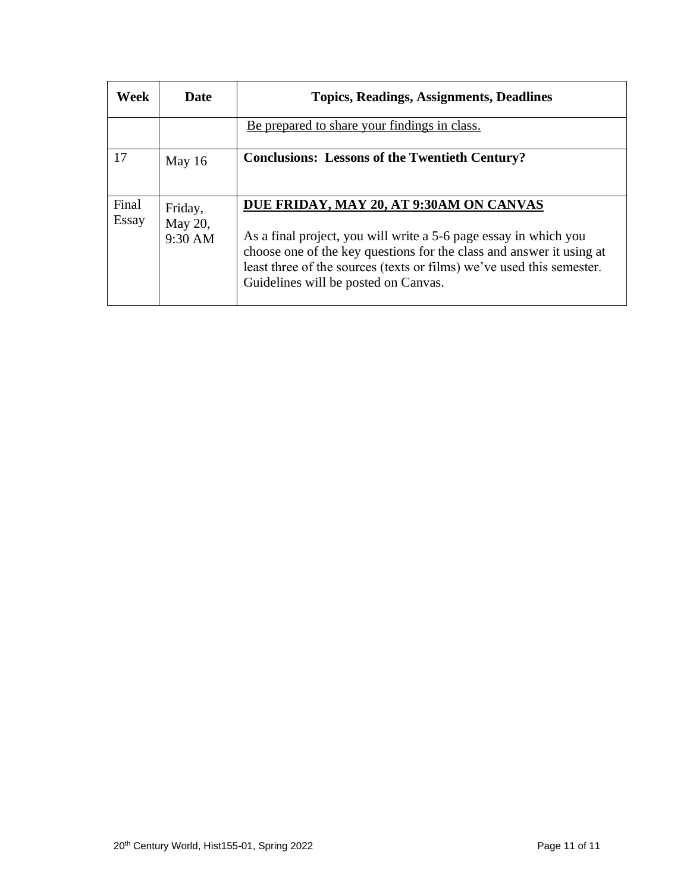| Week | Date | Topics, Readings, Assignments, Deadlines |
|---|---|---|
| | | <u>Be prepared to share your findings in class.</u> |
| 17 | May 16 | **Conclusions: Lessons of the Twentieth Century?** |
| Final Essay | Friday, May 20, 9:30 AM | **<u>DUE FRIDAY, MAY 20, AT 9:30AM ON CANVAS</u>**<br><br>As a final project, you will write a 5-6 page essay in which you choose one of the key questions for the class and answer it using at least three of the sources (texts or films) we've used this semester. Guidelines will be posted on Canvas. |